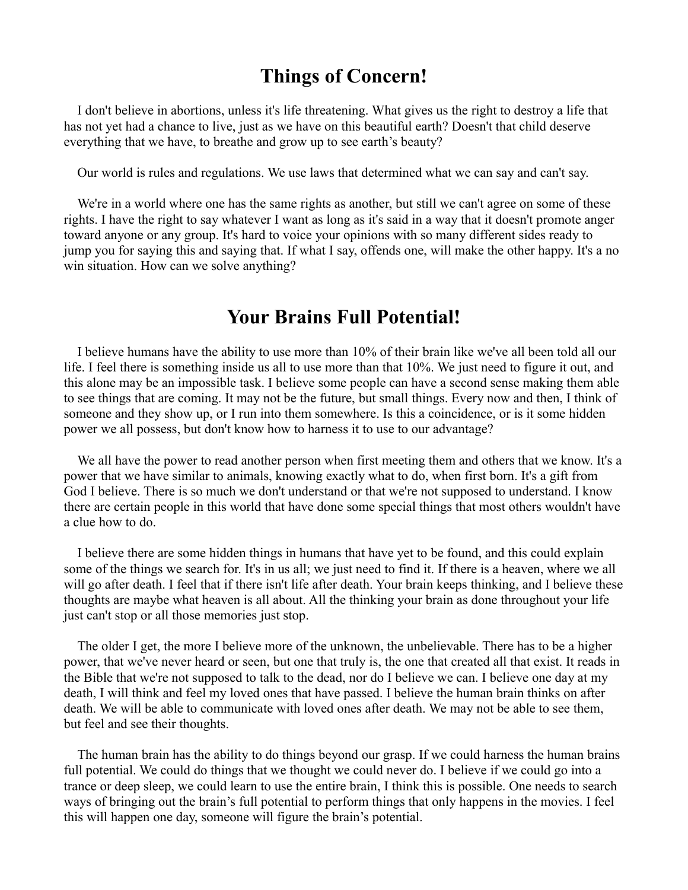## Things of Concern!

I don't believe in abortions, unless it's life threatening. What gives us the right to destroy a life that has not yet had a chance to live, just as we have on this beautiful earth? Doesn't that child deserve everything that we have, to breathe and grow up to see earth's beauty?

Our world is rules and regulations. We use laws that determined what we can say and can't say.

We're in a world where one has the same rights as another, but still we can't agree on some of these rights. I have the right to say whatever I want as long as it's said in a way that it doesn't promote anger toward anyone or any group. It's hard to voice your opinions with so many different sides ready to jump you for saying this and saying that. If what I say, offends one, will make the other happy. It's a no win situation. How can we solve anything?

## Your Brains Full Potential!

I believe humans have the ability to use more than 10% of their brain like we've all been told all our life. I feel there is something inside us all to use more than that 10%. We just need to figure it out, and this alone may be an impossible task. I believe some people can have a second sense making them able to see things that are coming. It may not be the future, but small things. Every now and then, I think of someone and they show up, or I run into them somewhere. Is this a coincidence, or is it some hidden power we all possess, but don't know how to harness it to use to our advantage?

We all have the power to read another person when first meeting them and others that we know. It's a power that we have similar to animals, knowing exactly what to do, when first born. It's a gift from God I believe. There is so much we don't understand or that we're not supposed to understand. I know there are certain people in this world that have done some special things that most others wouldn't have a clue how to do.

I believe there are some hidden things in humans that have yet to be found, and this could explain some of the things we search for. It's in us all; we just need to find it. If there is a heaven, where we all will go after death. I feel that if there isn't life after death. Your brain keeps thinking, and I believe these thoughts are maybe what heaven is all about. All the thinking your brain as done throughout your life just can't stop or all those memories just stop.

The older I get, the more I believe more of the unknown, the unbelievable. There has to be a higher power, that we've never heard or seen, but one that truly is, the one that created all that exist. It reads in the Bible that we're not supposed to talk to the dead, nor do I believe we can. I believe one day at my death, I will think and feel my loved ones that have passed. I believe the human brain thinks on after death. We will be able to communicate with loved ones after death. We may not be able to see them, but feel and see their thoughts.

The human brain has the ability to do things beyond our grasp. If we could harness the human brains full potential. We could do things that we thought we could never do. I believe if we could go into a trance or deep sleep, we could learn to use the entire brain, I think this is possible. One needs to search ways of bringing out the brain's full potential to perform things that only happens in the movies. I feel this will happen one day, someone will figure the brain's potential.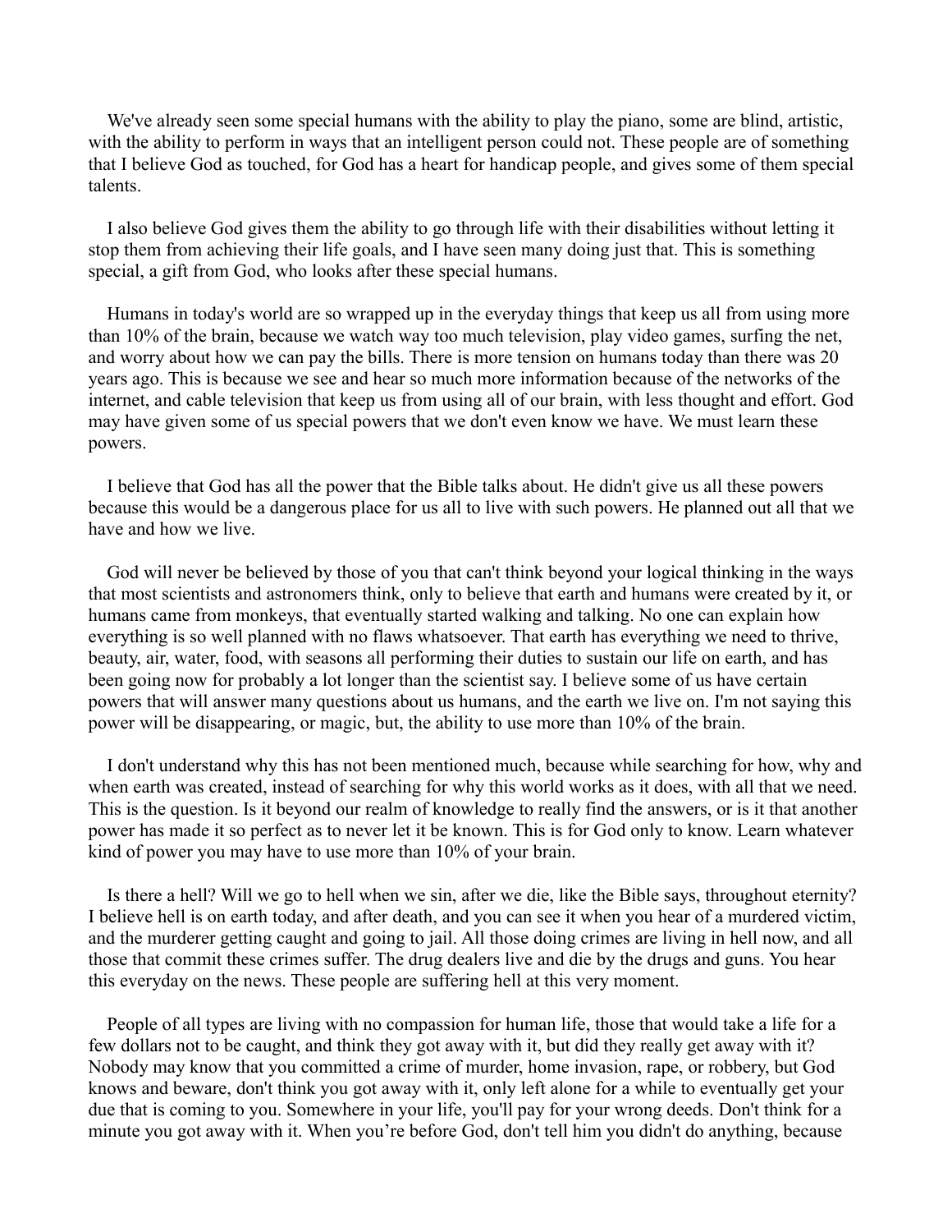We've already seen some special humans with the ability to play the piano, some are blind, artistic, with the ability to perform in ways that an intelligent person could not. These people are of something that I believe God as touched, for God has a heart for handicap people, and gives some of them special talents.

I also believe God gives them the ability to go through life with their disabilities without letting it stop them from achieving their life goals, and I have seen many doing just that. This is something special, a gift from God, who looks after these special humans.

Humans in today's world are so wrapped up in the everyday things that keep us all from using more than 10% of the brain, because we watch way too much television, play video games, surfing the net, and worry about how we can pay the bills. There is more tension on humans today than there was 20 years ago. This is because we see and hear so much more information because of the networks of the internet, and cable television that keep us from using all of our brain, with less thought and effort. God may have given some of us special powers that we don't even know we have. We must learn these powers.

I believe that God has all the power that the Bible talks about. He didn't give us all these powers because this would be a dangerous place for us all to live with such powers. He planned out all that we have and how we live.

God will never be believed by those of you that can't think beyond your logical thinking in the ways that most scientists and astronomers think, only to believe that earth and humans were created by it, or humans came from monkeys, that eventually started walking and talking. No one can explain how everything is so well planned with no flaws whatsoever. That earth has everything we need to thrive, beauty, air, water, food, with seasons all performing their duties to sustain our life on earth, and has been going now for probably a lot longer than the scientist say. I believe some of us have certain powers that will answer many questions about us humans, and the earth we live on. I'm not saying this power will be disappearing, or magic, but, the ability to use more than 10% of the brain.

I don't understand why this has not been mentioned much, because while searching for how, why and when earth was created, instead of searching for why this world works as it does, with all that we need. This is the question. Is it beyond our realm of knowledge to really find the answers, or is it that another power has made it so perfect as to never let it be known. This is for God only to know. Learn whatever kind of power you may have to use more than 10% of your brain.

Is there a hell? Will we go to hell when we sin, after we die, like the Bible says, throughout eternity? I believe hell is on earth today, and after death, and you can see it when you hear of a murdered victim, and the murderer getting caught and going to jail. All those doing crimes are living in hell now, and all those that commit these crimes suffer. The drug dealers live and die by the drugs and guns. You hear this everyday on the news. These people are suffering hell at this very moment.

People of all types are living with no compassion for human life, those that would take a life for a few dollars not to be caught, and think they got away with it, but did they really get away with it? Nobody may know that you committed a crime of murder, home invasion, rape, or robbery, but God knows and beware, don't think you got away with it, only left alone for a while to eventually get your due that is coming to you. Somewhere in your life, you'll pay for your wrong deeds. Don't think for a minute you got away with it. When you're before God, don't tell him you didn't do anything, because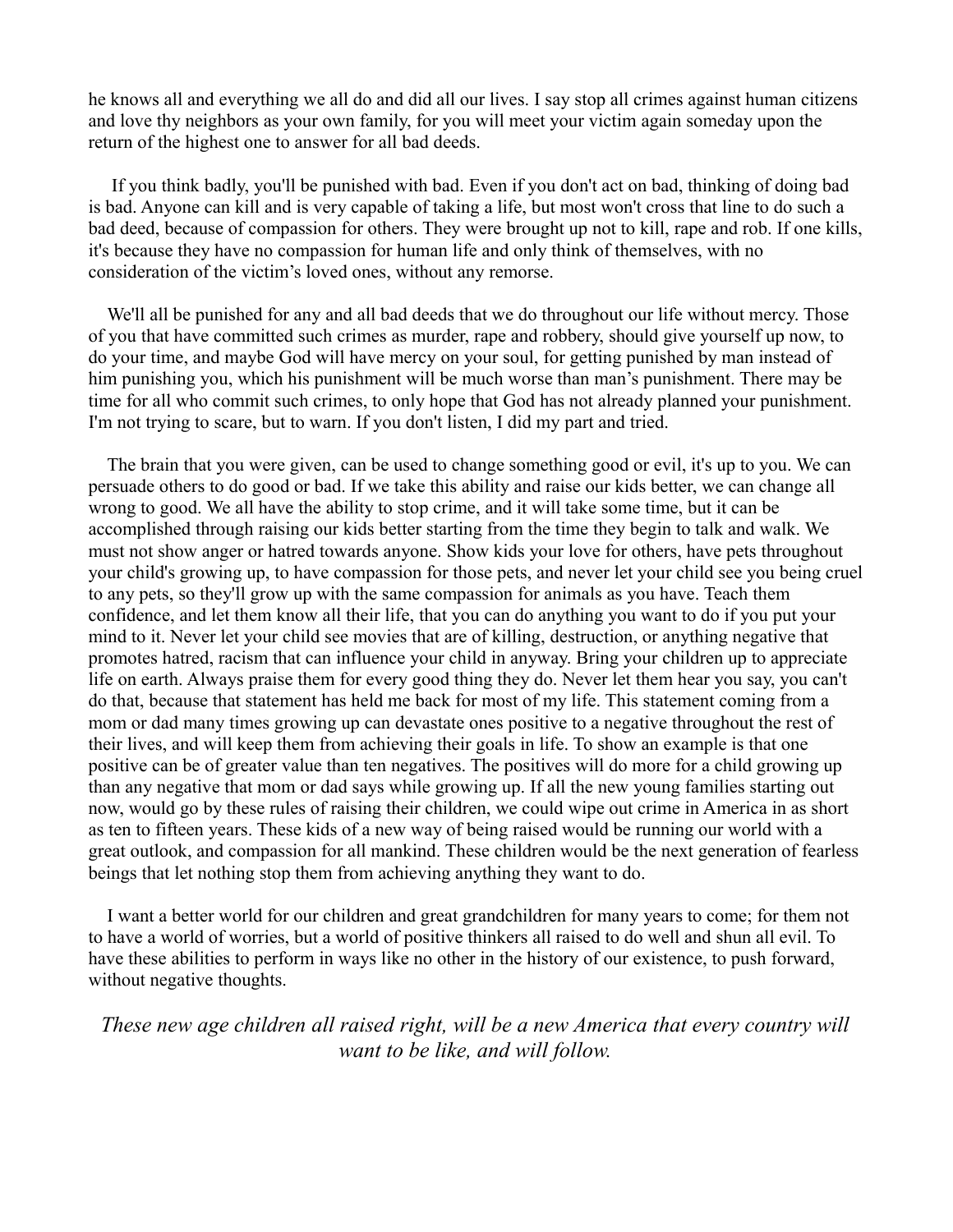he knows all and everything we all do and did all our lives. I say stop all crimes against human citizens and love thy neighbors as your own family, for you will meet your victim again someday upon the return of the highest one to answer for all bad deeds.

If you think badly, you'll be punished with bad. Even if you don't act on bad, thinking of doing bad is bad. Anyone can kill and is very capable of taking a life, but most won't cross that line to do such a bad deed, because of compassion for others. They were brought up not to kill, rape and rob. If one kills, it's because they have no compassion for human life and only think of themselves, with no consideration of the victim's loved ones, without any remorse.

We'll all be punished for any and all bad deeds that we do throughout our life without mercy. Those of you that have committed such crimes as murder, rape and robbery, should give yourself up now, to do your time, and maybe God will have mercy on your soul, for getting punished by man instead of him punishing you, which his punishment will be much worse than man's punishment. There may be time for all who commit such crimes, to only hope that God has not already planned your punishment. I'm not trying to scare, but to warn. If you don't listen, I did my part and tried.

The brain that you were given, can be used to change something good or evil, it's up to you. We can persuade others to do good or bad. If we take this ability and raise our kids better, we can change all wrong to good. We all have the ability to stop crime, and it will take some time, but it can be accomplished through raising our kids better starting from the time they begin to talk and walk. We must not show anger or hatred towards anyone. Show kids your love for others, have pets throughout your child's growing up, to have compassion for those pets, and never let your child see you being cruel to any pets, so they'll grow up with the same compassion for animals as you have. Teach them confidence, and let them know all their life, that you can do anything you want to do if you put your mind to it. Never let your child see movies that are of killing, destruction, or anything negative that promotes hatred, racism that can influence your child in anyway. Bring your children up to appreciate life on earth. Always praise them for every good thing they do. Never let them hear you say, you can't do that, because that statement has held me back for most of my life. This statement coming from a mom or dad many times growing up can devastate ones positive to a negative throughout the rest of their lives, and will keep them from achieving their goals in life. To show an example is that one positive can be of greater value than ten negatives. The positives will do more for a child growing up than any negative that mom or dad says while growing up. If all the new young families starting out now, would go by these rules of raising their children, we could wipe out crime in America in as short as ten to fifteen years. These kids of a new way of being raised would be running our world with a great outlook, and compassion for all mankind. These children would be the next generation of fearless beings that let nothing stop them from achieving anything they want to do.

I want a better world for our children and great grandchildren for many years to come; for them not to have a world of worries, but a world of positive thinkers all raised to do well and shun all evil. To have these abilities to perform in ways like no other in the history of our existence, to push forward, without negative thoughts.

*These new age children all raised right, will be a new America that every country will want to be like, and will follow.*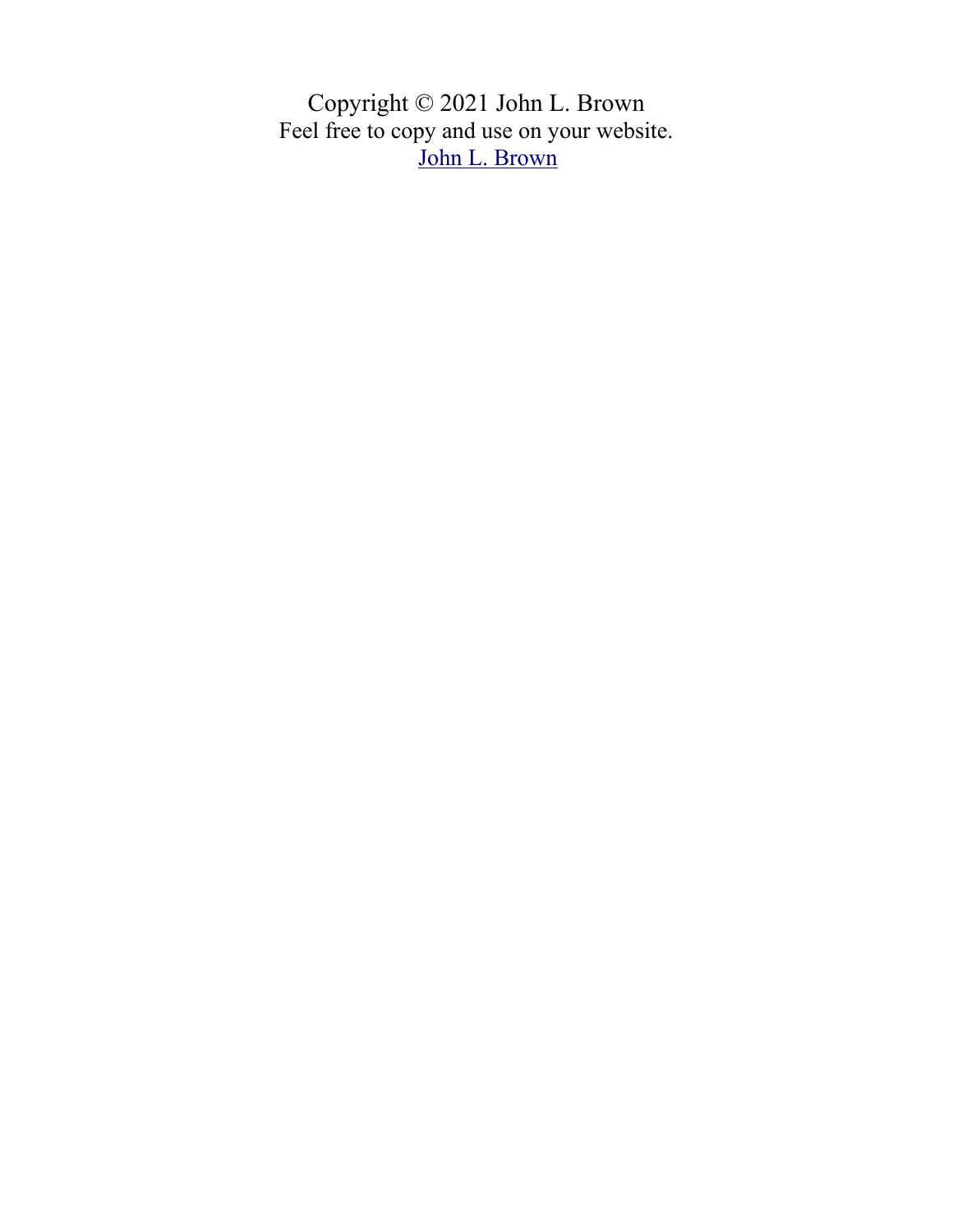Copyright © 2021 John L. Brown
Feel free to copy and use on your website.
John L. Brown